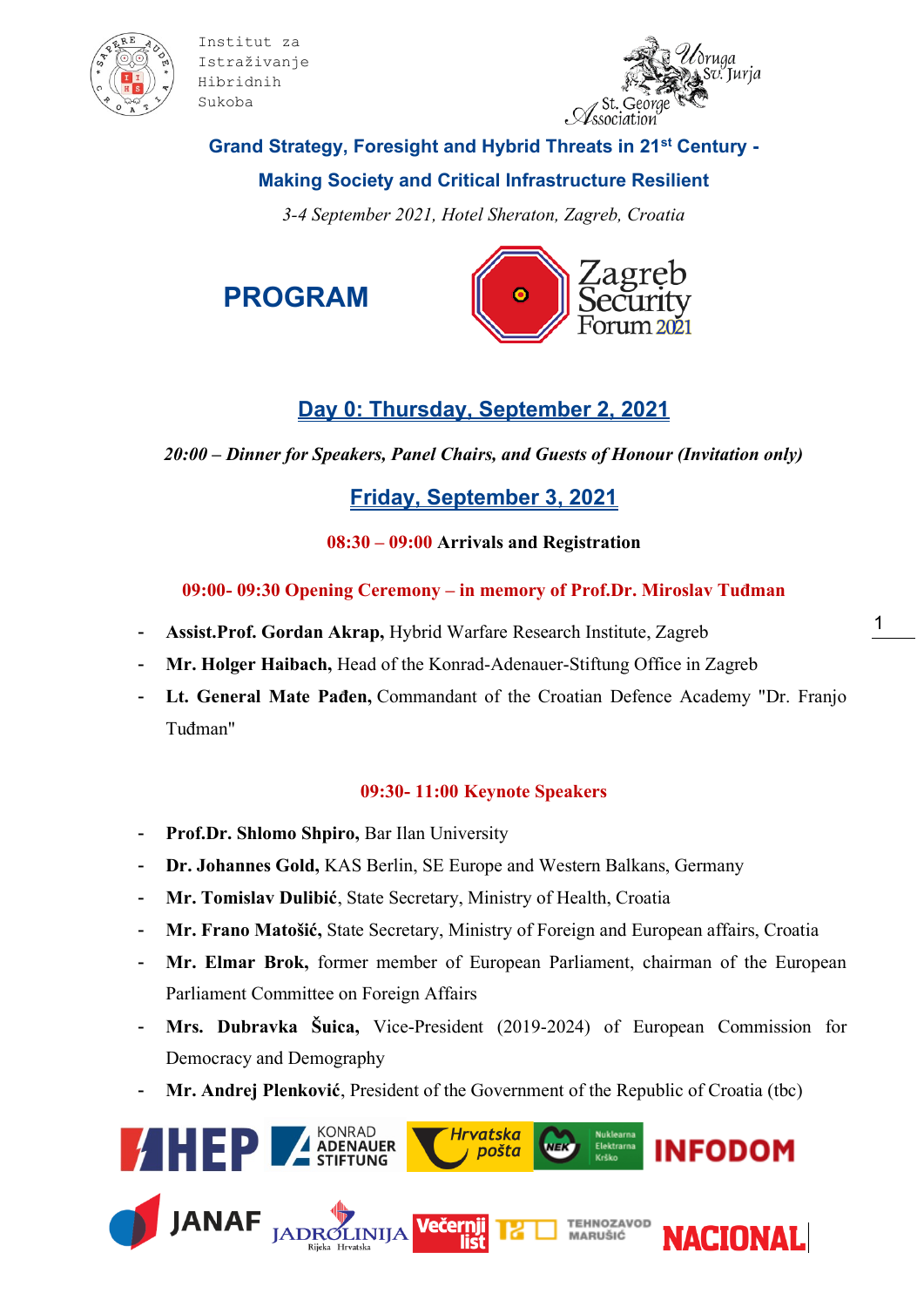Institut za Istraživanje Hibridnih Sukoba

Udruga Sv. Jurja – St. George Association

## Grand Strategy, Foresight and Hybrid Threats in 21st Century - Making Society and Critical Infrastructure Resilient

*3-4 September 2021, Hotel Sheraton, Zagreb, Croatia*

# PROGRAM

Zagreb Security Forum 2021

## Day 0: Thursday, September 2, 2021

***20:00 – Dinner for Speakers, Panel Chairs, and Guests of Honour (Invitation only)***

## Friday, September 3, 2021

**08:30 – 09:00 Arrivals and Registration**

**09:00- 09:30 Opening Ceremony – in memory of Prof.Dr. Miroslav Tuđman**

- **Assist.Prof. Gordan Akrap,** Hybrid Warfare Research Institute, Zagreb
- **Mr. Holger Haibach,** Head of the Konrad-Adenauer-Stiftung Office in Zagreb
- **Lt. General Mate Pađen,** Commandant of the Croatian Defence Academy "Dr. Franjo Tuđman"

**09:30- 11:00 Keynote Speakers**

- **Prof.Dr. Shlomo Shpiro,** Bar Ilan University
- **Dr. Johannes Gold,** KAS Berlin, SE Europe and Western Balkans, Germany
- **Mr. Tomislav Dulibić**, State Secretary, Ministry of Health, Croatia
- **Mr. Frano Matošić,** State Secretary, Ministry of Foreign and European affairs, Croatia
- **Mr. Elmar Brok,** former member of European Parliament, chairman of the European Parliament Committee on Foreign Affairs
- **Mrs. Dubravka Šuica,** Vice-President (2019-2024) of European Commission for Democracy and Demography
- **Mr. Andrej Plenković**, President of the Government of the Republic of Croatia (tbc)

HEP · Konrad Adenauer Stiftung · Hrvatska pošta · NEK Nuklearna Elektrarna Krško · INFODOM · JANAF · Jadrolinija Rijeka Hrvatska · Večernji list · T2 · Tehnozavod Marušić · NACIONAL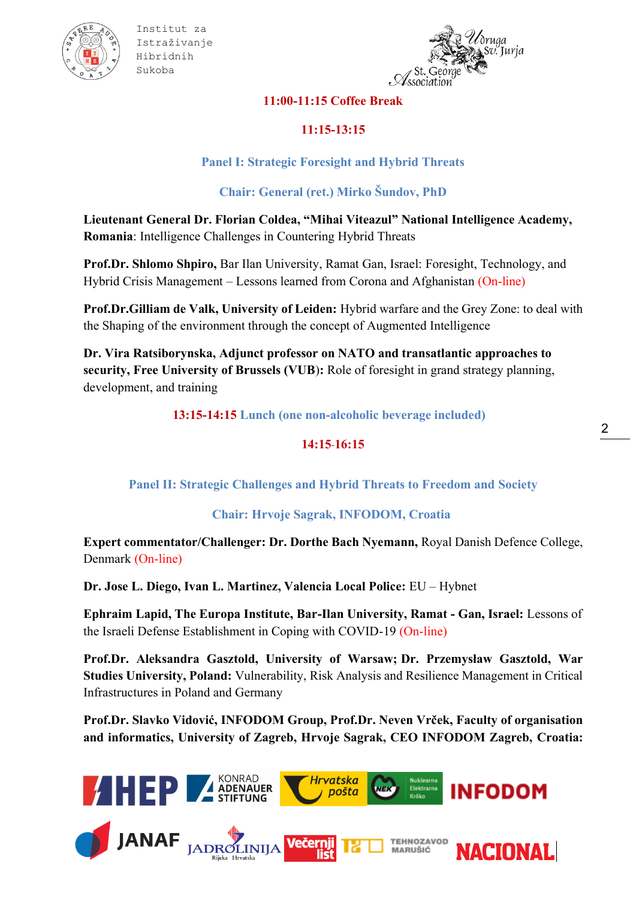**11:00-11:15 Coffee Break**

**11:15-13:15**

## Panel I: Strategic Foresight and Hybrid Threats

**Chair: General (ret.) Mirko Šundov, PhD**

**Lieutenant General Dr. Florian Coldea, "Mihai Viteazul" National Intelligence Academy, Romania**: Intelligence Challenges in Countering Hybrid Threats

**Prof.Dr. Shlomo Shpiro,** Bar Ilan University, Ramat Gan, Israel: Foresight, Technology, and Hybrid Crisis Management – Lessons learned from Corona and Afghanistan (On-line)

**Prof.Dr.Gilliam de Valk, University of Leiden:** Hybrid warfare and the Grey Zone: to deal with the Shaping of the environment through the concept of Augmented Intelligence

**Dr. Vira Ratsiborynska, Adjunct professor on NATO and transatlantic approaches to security, Free University of Brussels (VUB):** Role of foresight in grand strategy planning, development, and training

**13:15-14:15 Lunch (one non-alcoholic beverage included)**

**14:15-16:15**

## Panel II: Strategic Challenges and Hybrid Threats to Freedom and Society

**Chair: Hrvoje Sagrak, INFODOM, Croatia**

**Expert commentator/Challenger: Dr. Dorthe Bach Nyemann,** Royal Danish Defence College, Denmark (On-line)

**Dr. Jose L. Diego, Ivan L. Martinez, Valencia Local Police:** EU – Hybnet

**Ephraim Lapid, The Europa Institute, Bar-Ilan University, Ramat - Gan, Israel:** Lessons of the Israeli Defense Establishment in Coping with COVID-19 (On-line)

**Prof.Dr. Aleksandra Gasztold, University of Warsaw; Dr. Przemysław Gasztold, War Studies University, Poland:** Vulnerability, Risk Analysis and Resilience Management in Critical Infrastructures in Poland and Germany

**Prof.Dr. Slavko Vidović, INFODOM Group, Prof.Dr. Neven Vrček, Faculty of organisation and informatics, University of Zagreb, Hrvoje Sagrak, CEO INFODOM Zagreb, Croatia:**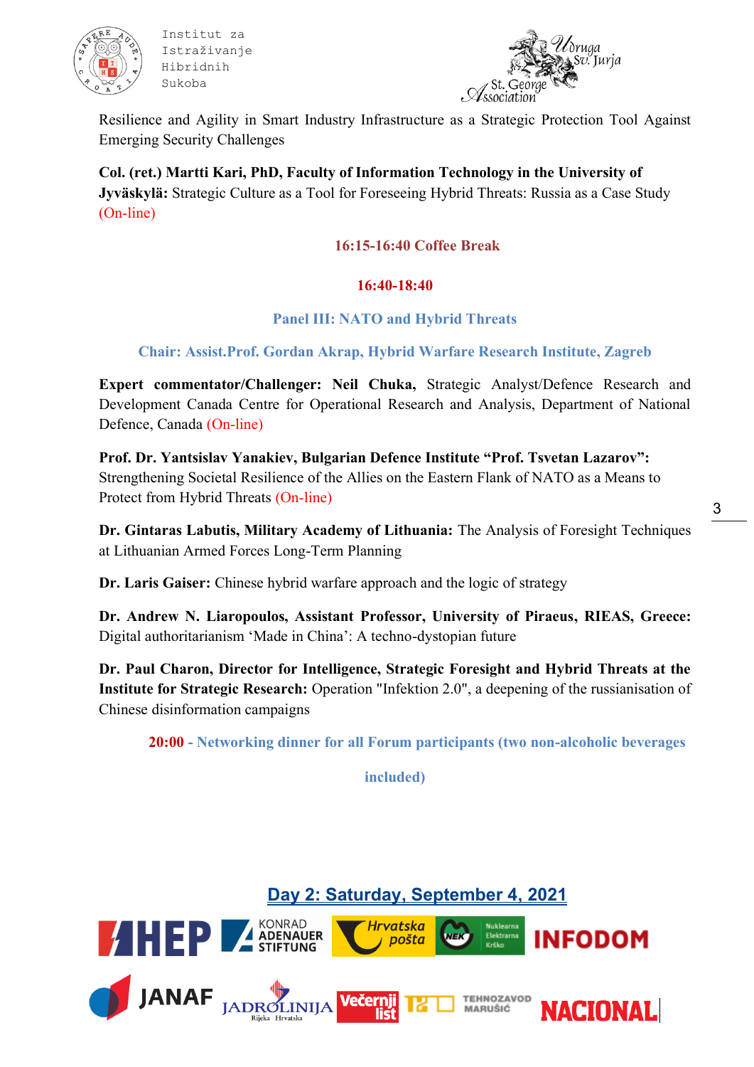Resilience and Agility in Smart Industry Infrastructure as a Strategic Protection Tool Against Emerging Security Challenges

**Col. (ret.) Martti Kari, PhD, Faculty of Information Technology in the University of Jyväskylä:** Strategic Culture as a Tool for Foreseeing Hybrid Threats: Russia as a Case Study (On-line)

**16:15-16:40 Coffee Break**

**16:40-18:40**

**Panel III: NATO and Hybrid Threats**

**Chair: Assist.Prof. Gordan Akrap, Hybrid Warfare Research Institute, Zagreb**

**Expert commentator/Challenger: Neil Chuka,** Strategic Analyst/Defence Research and Development Canada Centre for Operational Research and Analysis, Department of National Defence, Canada (On-line)

**Prof. Dr. Yantsislav Yanakiev, Bulgarian Defence Institute "Prof. Tsvetan Lazarov":** Strengthening Societal Resilience of the Allies on the Eastern Flank of NATO as a Means to Protect from Hybrid Threats (On-line)

**Dr. Gintaras Labutis, Military Academy of Lithuania:** The Analysis of Foresight Techniques at Lithuanian Armed Forces Long-Term Planning

**Dr. Laris Gaiser:** Chinese hybrid warfare approach and the logic of strategy

**Dr. Andrew N. Liaropoulos, Assistant Professor, University of Piraeus, RIEAS, Greece:** Digital authoritarianism 'Made in China': A techno-dystopian future

**Dr. Paul Charon, Director for Intelligence, Strategic Foresight and Hybrid Threats at the Institute for Strategic Research:** Operation "Infektion 2.0", a deepening of the russianisation of Chinese disinformation campaigns

**20:00 - Networking dinner for all Forum participants (two non-alcoholic beverages included)**

## Day 2: Saturday, September 4, 2021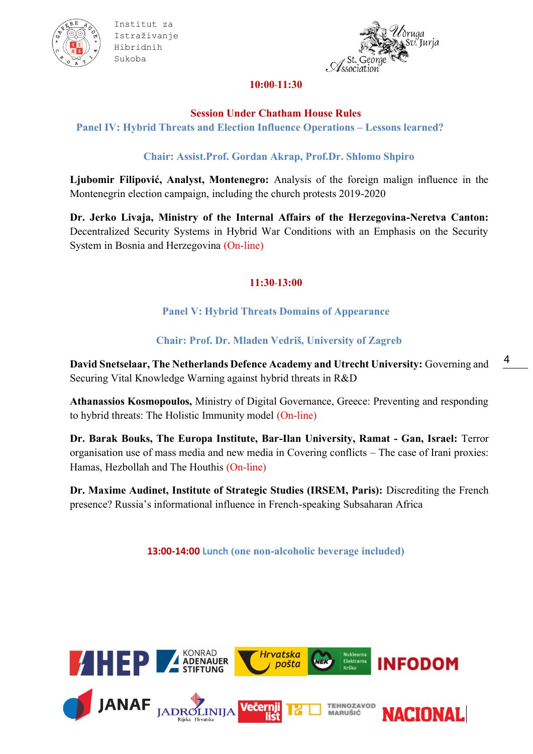**10:00-11:30**

**Session Under Chatham House Rules**

**Panel IV: Hybrid Threats and Election Influence Operations – Lessons learned?**

**Chair: Assist.Prof. Gordan Akrap, Prof.Dr. Shlomo Shpiro**

**Ljubomir Filipović, Analyst, Montenegro:** Analysis of the foreign malign influence in the Montenegrin election campaign, including the church protests 2019-2020

**Dr. Jerko Livaja, Ministry of the Internal Affairs of the Herzegovina-Neretva Canton:** Decentralized Security Systems in Hybrid War Conditions with an Emphasis on the Security System in Bosnia and Herzegovina (On-line)

**11:30-13:00**

**Panel V: Hybrid Threats Domains of Appearance**

**Chair: Prof. Dr. Mladen Vedriš, University of Zagreb**

**David Snetselaar, The Netherlands Defence Academy and Utrecht University:** Governing and Securing Vital Knowledge Warning against hybrid threats in R&D

**Athanassios Kosmopoulos,** Ministry of Digital Governance, Greece: Preventing and responding to hybrid threats: The Holistic Immunity model (On-line)

**Dr. Barak Bouks, The Europa Institute, Bar-Ilan University, Ramat - Gan, Israel:** Terror organisation use of mass media and new media in Covering conflicts – The case of Irani proxies: Hamas, Hezbollah and The Houthis (On-line)

**Dr. Maxime Audinet, Institute of Strategic Studies (IRSEM, Paris):** Discrediting the French presence? Russia's informational influence in French-speaking Subsaharan Africa

**13:00-14:00** Lunch (one non-alcoholic beverage included)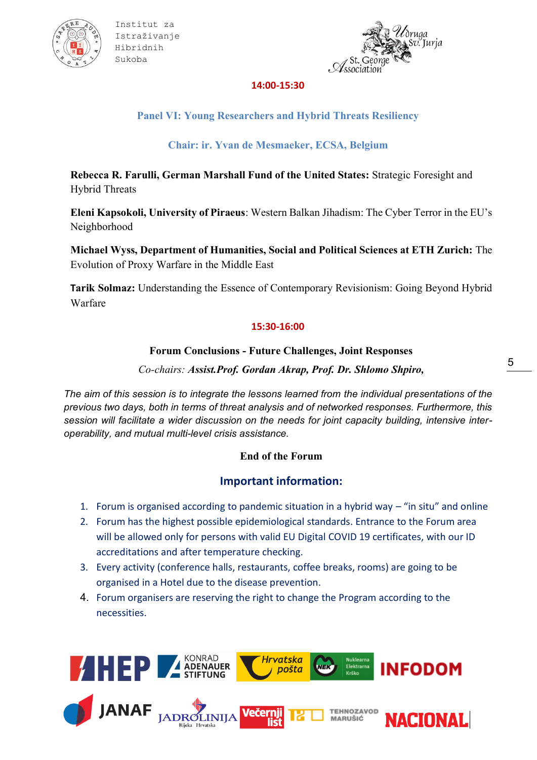**14:00-15:30**

### Panel VI: Young Researchers and Hybrid Threats Resiliency

**Chair: ir. Yvan de Mesmaeker, ECSA, Belgium**

**Rebecca R. Farulli, German Marshall Fund of the United States:** Strategic Foresight and Hybrid Threats

**Eleni Kapsokoli, University of Piraeus**: Western Balkan Jihadism: The Cyber Terror in the EU's Neighborhood

**Michael Wyss, Department of Humanities, Social and Political Sciences at ETH Zurich:** The Evolution of Proxy Warfare in the Middle East

**Tarik Solmaz:** Understanding the Essence of Contemporary Revisionism: Going Beyond Hybrid Warfare

**15:30-16:00**

**Forum Conclusions - Future Challenges, Joint Responses**

*Co-chairs:* ***Assist.Prof. Gordan Akrap, Prof. Dr. Shlomo Shpiro,***

*The aim of this session is to integrate the lessons learned from the individual presentations of the previous two days, both in terms of threat analysis and of networked responses. Furthermore, this session will facilitate a wider discussion on the needs for joint capacity building, intensive inter-operability, and mutual multi-level crisis assistance.*

**End of the Forum**

## Important information:

1. Forum is organised according to pandemic situation in a hybrid way – "in situ" and online
2. Forum has the highest possible epidemiological standards. Entrance to the Forum area will be allowed only for persons with valid EU Digital COVID 19 certificates, with our ID accreditations and after temperature checking.
3. Every activity (conference halls, restaurants, coffee breaks, rooms) are going to be organised in a Hotel due to the disease prevention.
4. Forum organisers are reserving the right to change the Program according to the necessities.